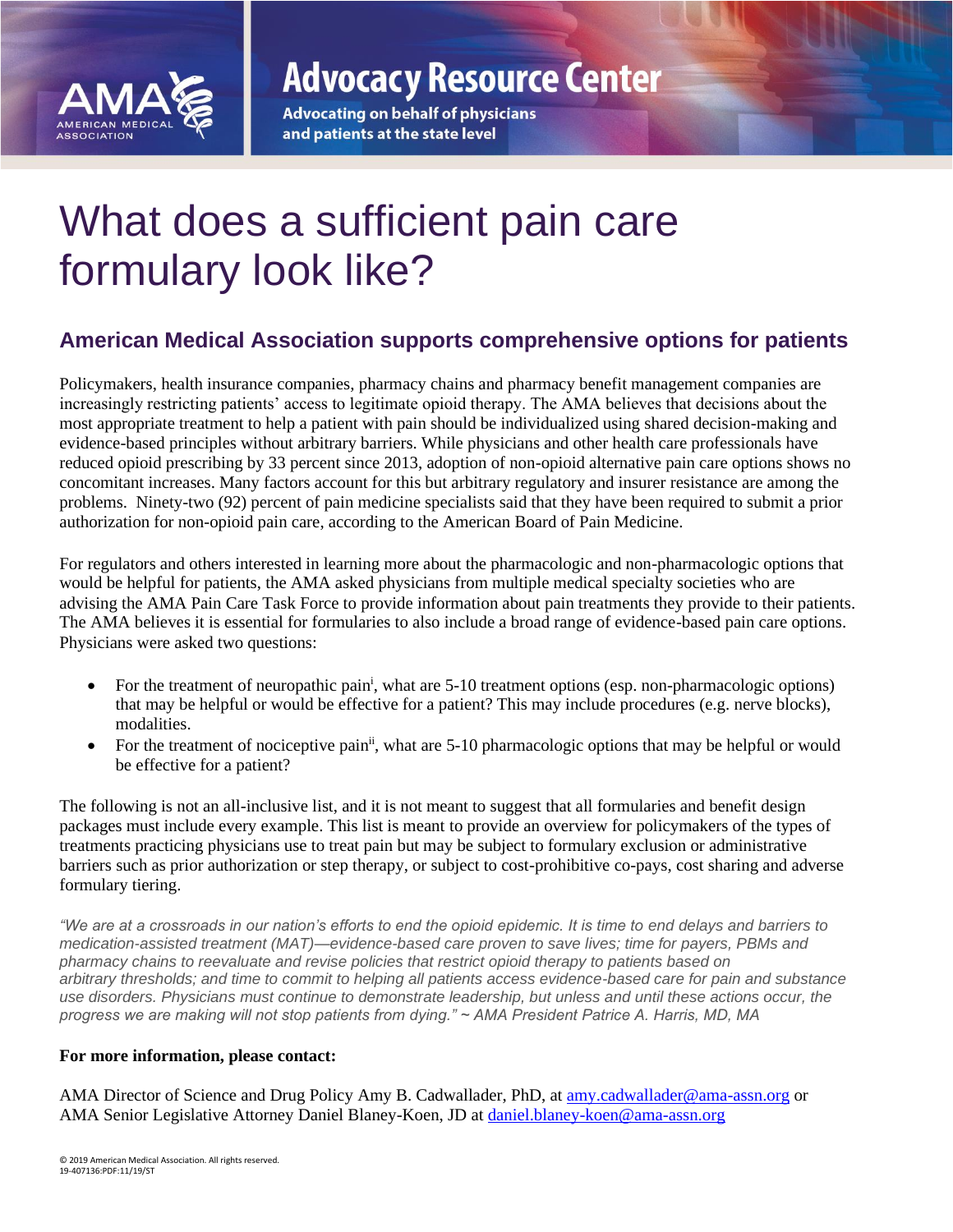Advocacy Resource Center

Advocating on behalf of physicians and patients at the state level

# What does a sufficient pain care formulary look like?

## American Medical Association supports comprehensive options for patients

Policymakers, health insurance companies, pharmacy chains and pharmacy benefit management companies are increasingly restricting patients' access to legitimate opioid therapy. The AMA believes that decisions about the most appropriate treatment to help a patient with pain should be individualized using shared decision-making and evidence-based principles without arbitrary barriers. While physicians and other health care professionals have reduced opioid prescribing by 33 percent since 2013, adoption of non-opioid alternative pain care options shows no concomitant increases. Many factors account for this but arbitrary regulatory and insurer resistance are among the problems. Ninety-two (92) percent of pain medicine specialists said that they have been required to submit a prior authorization for non-opioid pain care, according to the American Board of Pain Medicine.

For regulators and others interested in learning more about the pharmacologic and non-pharmacologic options that would be helpful for patients, the AMA asked physicians from multiple medical specialty societies who are advising the AMA Pain Care Task Force to provide information about pain treatments they provide to their patients. The AMA believes it is essential for formularies to also include a broad range of evidence-based pain care options. Physicians were asked two questions:

- For the treatment of neuropathic pain[i], what are 5-10 treatment options (esp. non-pharmacologic options) that may be helpful or would be effective for a patient? This may include procedures (e.g. nerve blocks), modalities.
- For the treatment of nociceptive pain[ii], what are 5-10 pharmacologic options that may be helpful or would be effective for a patient?

The following is not an all-inclusive list, and it is not meant to suggest that all formularies and benefit design packages must include every example. This list is meant to provide an overview for policymakers of the types of treatments practicing physicians use to treat pain but may be subject to formulary exclusion or administrative barriers such as prior authorization or step therapy, or subject to cost-prohibitive co-pays, cost sharing and adverse formulary tiering.

*"We are at a crossroads in our nation's efforts to end the opioid epidemic. It is time to end delays and barriers to medication-assisted treatment (MAT)—evidence-based care proven to save lives; time for payers, PBMs and pharmacy chains to reevaluate and revise policies that restrict opioid therapy to patients based on arbitrary thresholds; and time to commit to helping all patients access evidence-based care for pain and substance use disorders. Physicians must continue to demonstrate leadership, but unless and until these actions occur, the progress we are making will not stop patients from dying." ~ AMA President Patrice A. Harris, MD, MA*

**For more information, please contact:**

AMA Director of Science and Drug Policy Amy B. Cadwallader, PhD, at amy.cadwallader@ama-assn.org or AMA Senior Legislative Attorney Daniel Blaney-Koen, JD at daniel.blaney-koen@ama-assn.org

© 2019 American Medical Association. All rights reserved.
19-407136:PDF:11/19/ST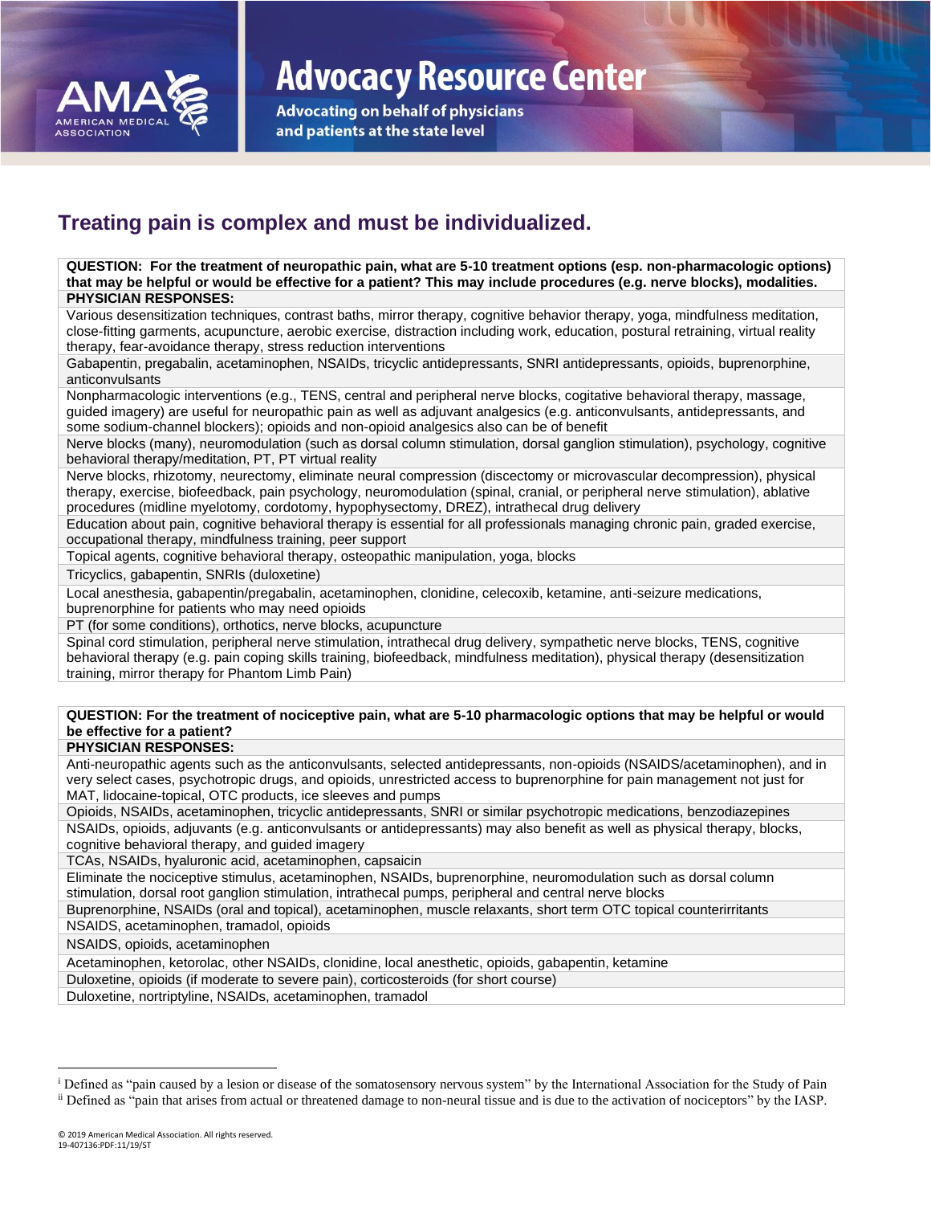## Treating pain is complex and must be individualized.

| **QUESTION: For the treatment of neuropathic pain, what are 5-10 treatment options (esp. non-pharmacologic options) that may be helpful or would be effective for a patient? This may include procedures (e.g. nerve blocks), modalities.** |
|---|
| **PHYSICIAN RESPONSES:** |
| Various desensitization techniques, contrast baths, mirror therapy, cognitive behavior therapy, yoga, mindfulness meditation, close-fitting garments, acupuncture, aerobic exercise, distraction including work, education, postural retraining, virtual reality therapy, fear-avoidance therapy, stress reduction interventions |
| Gabapentin, pregabalin, acetaminophen, NSAIDs, tricyclic antidepressants, SNRI antidepressants, opioids, buprenorphine, anticonvulsants |
| Nonpharmacologic interventions (e.g., TENS, central and peripheral nerve blocks, cogitative behavioral therapy, massage, guided imagery) are useful for neuropathic pain as well as adjuvant analgesics (e.g. anticonvulsants, antidepressants, and some sodium-channel blockers); opioids and non-opioid analgesics also can be of benefit |
| Nerve blocks (many), neuromodulation (such as dorsal column stimulation, dorsal ganglion stimulation), psychology, cognitive behavioral therapy/meditation, PT, PT virtual reality |
| Nerve blocks, rhizotomy, neurectomy, eliminate neural compression (discectomy or microvascular decompression), physical therapy, exercise, biofeedback, pain psychology, neuromodulation (spinal, cranial, or peripheral nerve stimulation), ablative procedures (midline myelotomy, cordotomy, hypophysectomy, DREZ), intrathecal drug delivery |
| Education about pain, cognitive behavioral therapy is essential for all professionals managing chronic pain, graded exercise, occupational therapy, mindfulness training, peer support |
| Topical agents, cognitive behavioral therapy, osteopathic manipulation, yoga, blocks |
| Tricyclics, gabapentin, SNRIs (duloxetine) |
| Local anesthesia, gabapentin/pregabalin, acetaminophen, clonidine, celecoxib, ketamine, anti-seizure medications, buprenorphine for patients who may need opioids |
| PT (for some conditions), orthotics, nerve blocks, acupuncture |
| Spinal cord stimulation, peripheral nerve stimulation, intrathecal drug delivery, sympathetic nerve blocks, TENS, cognitive behavioral therapy (e.g. pain coping skills training, biofeedback, mindfulness meditation), physical therapy (desensitization training, mirror therapy for Phantom Limb Pain) |

| **QUESTION: For the treatment of nociceptive pain, what are 5-10 pharmacologic options that may be helpful or would be effective for a patient?** |
|---|
| **PHYSICIAN RESPONSES:** |
| Anti-neuropathic agents such as the anticonvulsants, selected antidepressants, non-opioids (NSAIDS/acetaminophen), and in very select cases, psychotropic drugs, and opioids, unrestricted access to buprenorphine for pain management not just for MAT, lidocaine-topical, OTC products, ice sleeves and pumps |
| Opioids, NSAIDs, acetaminophen, tricyclic antidepressants, SNRI or similar psychotropic medications, benzodiazepines |
| NSAIDs, opioids, adjuvants (e.g. anticonvulsants or antidepressants) may also benefit as well as physical therapy, blocks, cognitive behavioral therapy, and guided imagery |
| TCAs, NSAIDs, hyaluronic acid, acetaminophen, capsaicin |
| Eliminate the nociceptive stimulus, acetaminophen, NSAIDs, buprenorphine, neuromodulation such as dorsal column stimulation, dorsal root ganglion stimulation, intrathecal pumps, peripheral and central nerve blocks |
| Buprenorphine, NSAIDs (oral and topical), acetaminophen, muscle relaxants, short term OTC topical counterirritants |
| NSAIDS, acetaminophen, tramadol, opioids |
| NSAIDS, opioids, acetaminophen |
| Acetaminophen, ketorolac, other NSAIDs, clonidine, local anesthetic, opioids, gabapentin, ketamine |
| Duloxetine, opioids (if moderate to severe pain), corticosteroids (for short course) |
| Duloxetine, nortriptyline, NSAIDs, acetaminophen, tramadol |

[i] Defined as "pain caused by a lesion or disease of the somatosensory nervous system" by the International Association for the Study of Pain

[ii] Defined as "pain that arises from actual or threatened damage to non-neural tissue and is due to the activation of nociceptors" by the IASP.

© 2019 American Medical Association. All rights reserved.
19-407136:PDF:11/19/ST